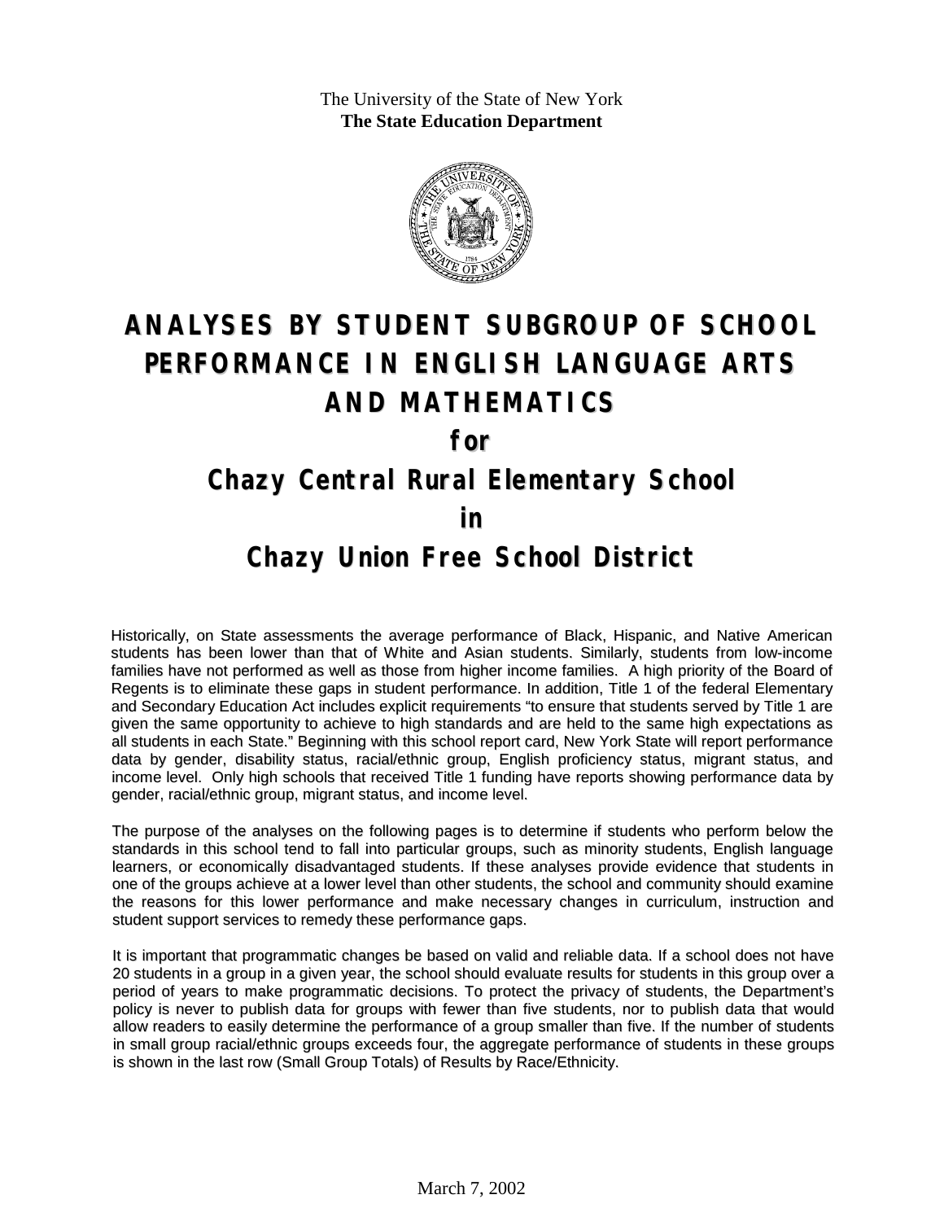The University of the State of New York
**The State Education Department**

# ANALYSES BY STUDENT SUBGROUP OF SCHOOL PERFORMANCE IN ENGLISH LANGUAGE ARTS AND MATHEMATICS

## for

## Chazy Central Rural Elementary School

## in

## Chazy Union Free School District

Historically, on State assessments the average performance of Black, Hispanic, and Native American students has been lower than that of White and Asian students. Similarly, students from low-income families have not performed as well as those from higher income families. A high priority of the Board of Regents is to eliminate these gaps in student performance. In addition, Title 1 of the federal Elementary and Secondary Education Act includes explicit requirements "to ensure that students served by Title 1 are given the same opportunity to achieve to high standards and are held to the same high expectations as all students in each State." Beginning with this school report card, New York State will report performance data by gender, disability status, racial/ethnic group, English proficiency status, migrant status, and income level. Only high schools that received Title 1 funding have reports showing performance data by gender, racial/ethnic group, migrant status, and income level.

The purpose of the analyses on the following pages is to determine if students who perform below the standards in this school tend to fall into particular groups, such as minority students, English language learners, or economically disadvantaged students. If these analyses provide evidence that students in one of the groups achieve at a lower level than other students, the school and community should examine the reasons for this lower performance and make necessary changes in curriculum, instruction and student support services to remedy these performance gaps.

It is important that programmatic changes be based on valid and reliable data. If a school does not have 20 students in a group in a given year, the school should evaluate results for students in this group over a period of years to make programmatic decisions. To protect the privacy of students, the Department's policy is never to publish data for groups with fewer than five students, nor to publish data that would allow readers to easily determine the performance of a group smaller than five. If the number of students in small group racial/ethnic groups exceeds four, the aggregate performance of students in these groups is shown in the last row (Small Group Totals) of Results by Race/Ethnicity.

March 7, 2002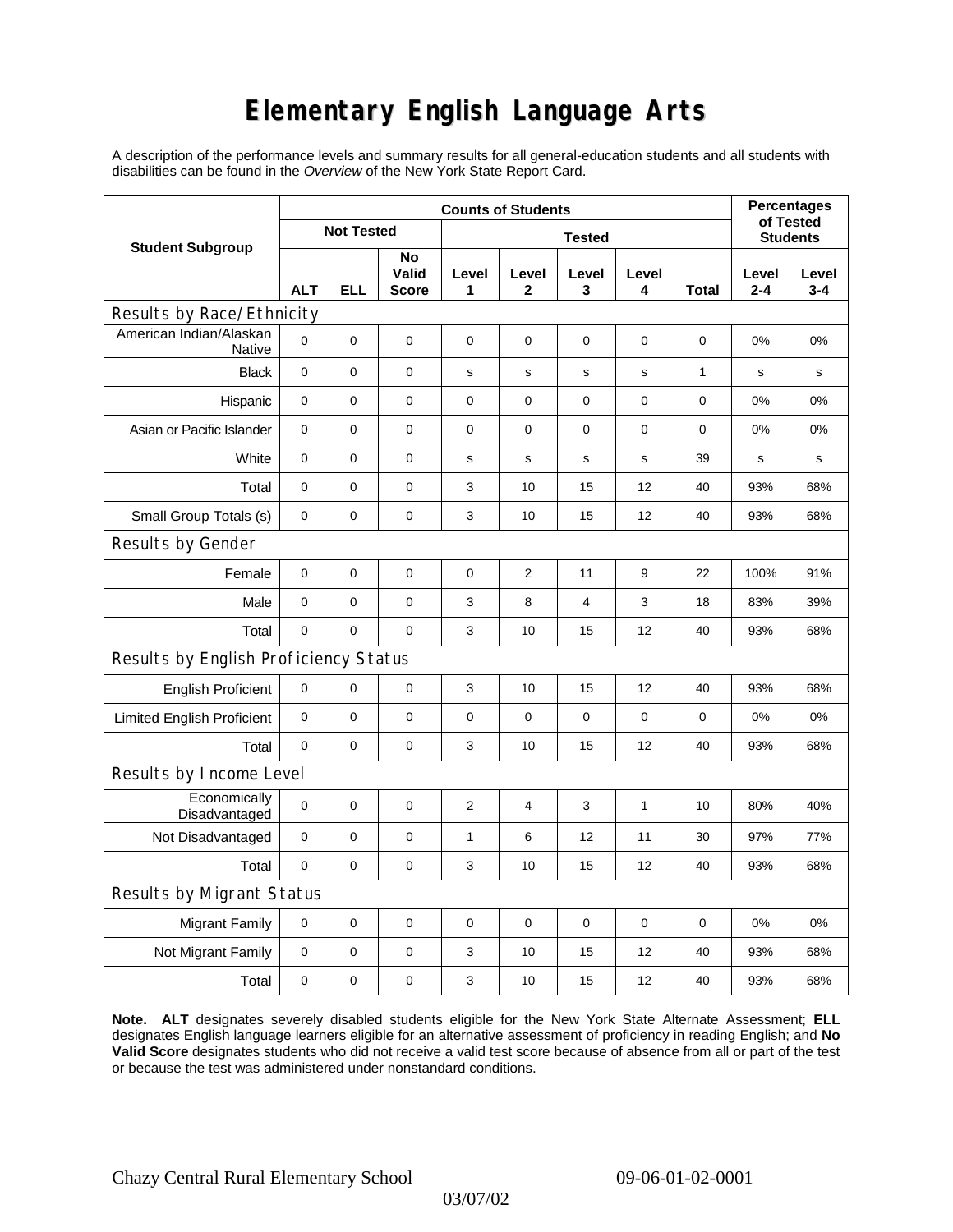# Elementary English Language Arts

A description of the performance levels and summary results for all general-education students and all students with disabilities can be found in the *Overview* of the New York State Report Card.

| Student Subgroup | Counts of Students | | | | | | | | Percentages of Tested Students | |
|---|---|---|---|---|---|---|---|---|---|---|
| | Not Tested | | | Tested | | | | | | |
| | ALT | ELL | No Valid Score | Level 1 | Level 2 | Level 3 | Level 4 | Total | Level 2-4 | Level 3-4 |
| **Results by Race/Ethnicity** | | | | | | | | | | |
| American Indian/Alaskan Native | 0 | 0 | 0 | 0 | 0 | 0 | 0 | 0 | 0% | 0% |
| Black | 0 | 0 | 0 | s | s | s | s | 1 | s | s |
| Hispanic | 0 | 0 | 0 | 0 | 0 | 0 | 0 | 0 | 0% | 0% |
| Asian or Pacific Islander | 0 | 0 | 0 | 0 | 0 | 0 | 0 | 0 | 0% | 0% |
| White | 0 | 0 | 0 | s | s | s | s | 39 | s | s |
| Total | 0 | 0 | 0 | 3 | 10 | 15 | 12 | 40 | 93% | 68% |
| Small Group Totals (s) | 0 | 0 | 0 | 3 | 10 | 15 | 12 | 40 | 93% | 68% |
| **Results by Gender** | | | | | | | | | | |
| Female | 0 | 0 | 0 | 0 | 2 | 11 | 9 | 22 | 100% | 91% |
| Male | 0 | 0 | 0 | 3 | 8 | 4 | 3 | 18 | 83% | 39% |
| Total | 0 | 0 | 0 | 3 | 10 | 15 | 12 | 40 | 93% | 68% |
| **Results by English Proficiency Status** | | | | | | | | | | |
| English Proficient | 0 | 0 | 0 | 3 | 10 | 15 | 12 | 40 | 93% | 68% |
| Limited English Proficient | 0 | 0 | 0 | 0 | 0 | 0 | 0 | 0 | 0% | 0% |
| Total | 0 | 0 | 0 | 3 | 10 | 15 | 12 | 40 | 93% | 68% |
| **Results by Income Level** | | | | | | | | | | |
| Economically Disadvantaged | 0 | 0 | 0 | 2 | 4 | 3 | 1 | 10 | 80% | 40% |
| Not Disadvantaged | 0 | 0 | 0 | 1 | 6 | 12 | 11 | 30 | 97% | 77% |
| Total | 0 | 0 | 0 | 3 | 10 | 15 | 12 | 40 | 93% | 68% |
| **Results by Migrant Status** | | | | | | | | | | |
| Migrant Family | 0 | 0 | 0 | 0 | 0 | 0 | 0 | 0 | 0% | 0% |
| Not Migrant Family | 0 | 0 | 0 | 3 | 10 | 15 | 12 | 40 | 93% | 68% |
| Total | 0 | 0 | 0 | 3 | 10 | 15 | 12 | 40 | 93% | 68% |

**Note. ALT** designates severely disabled students eligible for the New York State Alternate Assessment; **ELL** designates English language learners eligible for an alternative assessment of proficiency in reading English; and **No Valid Score** designates students who did not receive a valid test score because of absence from all or part of the test or because the test was administered under nonstandard conditions.

Chazy Central Rural Elementary School 09-06-01-02-0001

03/07/02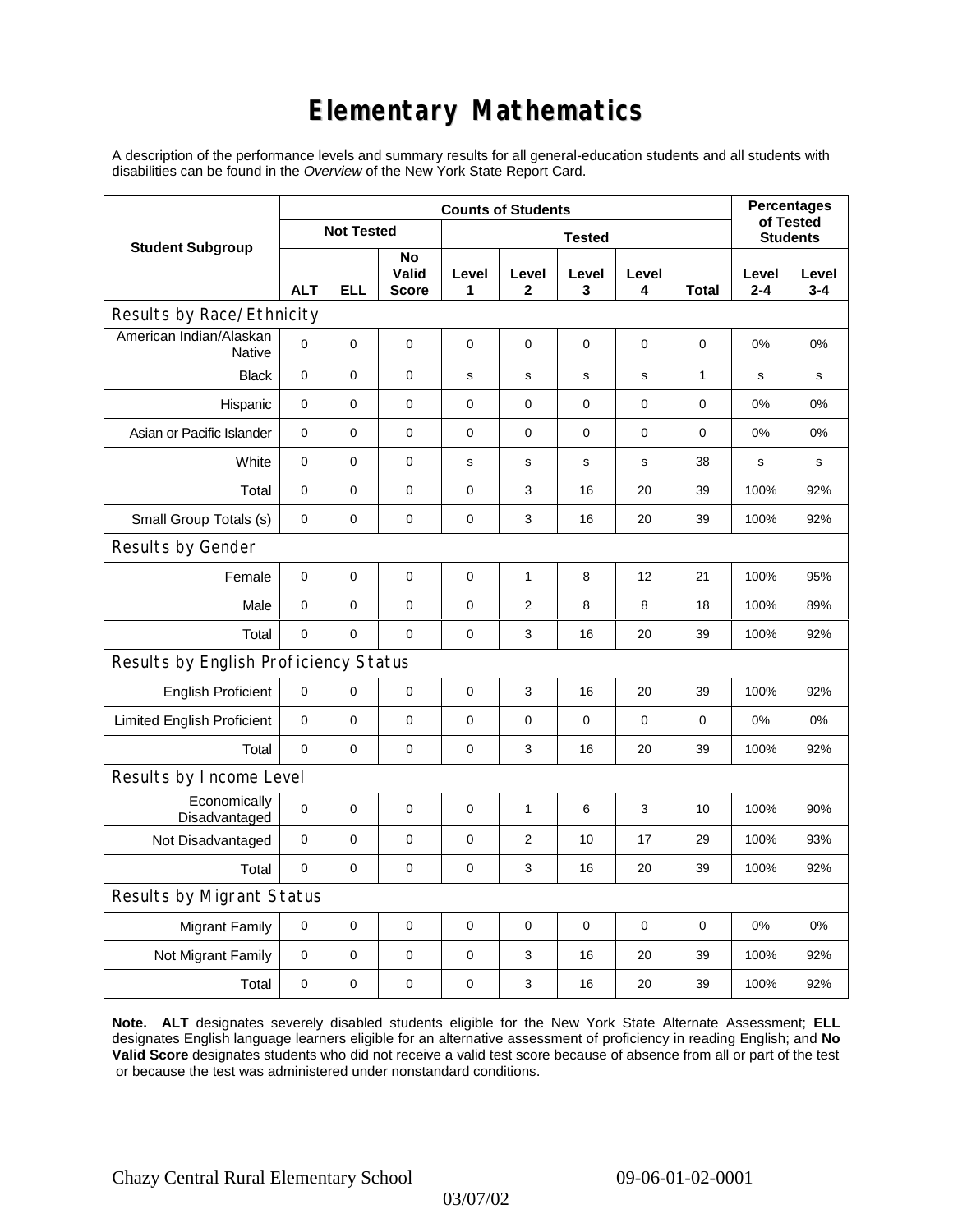# Elementary Mathematics

A description of the performance levels and summary results for all general-education students and all students with disabilities can be found in the *Overview* of the New York State Report Card.

| Student Subgroup | Counts of Students | | | | | | | | Percentages of Tested Students | |
|---|---|---|---|---|---|---|---|---|---|---|
| | Not Tested | | | Tested | | | | | | |
| | ALT | ELL | No Valid Score | Level 1 | Level 2 | Level 3 | Level 4 | Total | Level 2-4 | Level 3-4 |
| **Results by Race/Ethnicity** | | | | | | | | | | |
| American Indian/Alaskan Native | 0 | 0 | 0 | 0 | 0 | 0 | 0 | 0 | 0% | 0% |
| Black | 0 | 0 | 0 | s | s | s | s | 1 | s | s |
| Hispanic | 0 | 0 | 0 | 0 | 0 | 0 | 0 | 0 | 0% | 0% |
| Asian or Pacific Islander | 0 | 0 | 0 | 0 | 0 | 0 | 0 | 0 | 0% | 0% |
| White | 0 | 0 | 0 | s | s | s | s | 38 | s | s |
| Total | 0 | 0 | 0 | 0 | 3 | 16 | 20 | 39 | 100% | 92% |
| Small Group Totals (s) | 0 | 0 | 0 | 0 | 3 | 16 | 20 | 39 | 100% | 92% |
| **Results by Gender** | | | | | | | | | | |
| Female | 0 | 0 | 0 | 0 | 1 | 8 | 12 | 21 | 100% | 95% |
| Male | 0 | 0 | 0 | 0 | 2 | 8 | 8 | 18 | 100% | 89% |
| Total | 0 | 0 | 0 | 0 | 3 | 16 | 20 | 39 | 100% | 92% |
| **Results by English Proficiency Status** | | | | | | | | | | |
| English Proficient | 0 | 0 | 0 | 0 | 3 | 16 | 20 | 39 | 100% | 92% |
| Limited English Proficient | 0 | 0 | 0 | 0 | 0 | 0 | 0 | 0 | 0% | 0% |
| Total | 0 | 0 | 0 | 0 | 3 | 16 | 20 | 39 | 100% | 92% |
| **Results by Income Level** | | | | | | | | | | |
| Economically Disadvantaged | 0 | 0 | 0 | 0 | 1 | 6 | 3 | 10 | 100% | 90% |
| Not Disadvantaged | 0 | 0 | 0 | 0 | 2 | 10 | 17 | 29 | 100% | 93% |
| Total | 0 | 0 | 0 | 0 | 3 | 16 | 20 | 39 | 100% | 92% |
| **Results by Migrant Status** | | | | | | | | | | |
| Migrant Family | 0 | 0 | 0 | 0 | 0 | 0 | 0 | 0 | 0% | 0% |
| Not Migrant Family | 0 | 0 | 0 | 0 | 3 | 16 | 20 | 39 | 100% | 92% |
| Total | 0 | 0 | 0 | 0 | 3 | 16 | 20 | 39 | 100% | 92% |

**Note. ALT** designates severely disabled students eligible for the New York State Alternate Assessment; **ELL** designates English language learners eligible for an alternative assessment of proficiency in reading English; and **No Valid Score** designates students who did not receive a valid test score because of absence from all or part of the test or because the test was administered under nonstandard conditions.

Chazy Central Rural Elementary School 09-06-01-02-0001

03/07/02